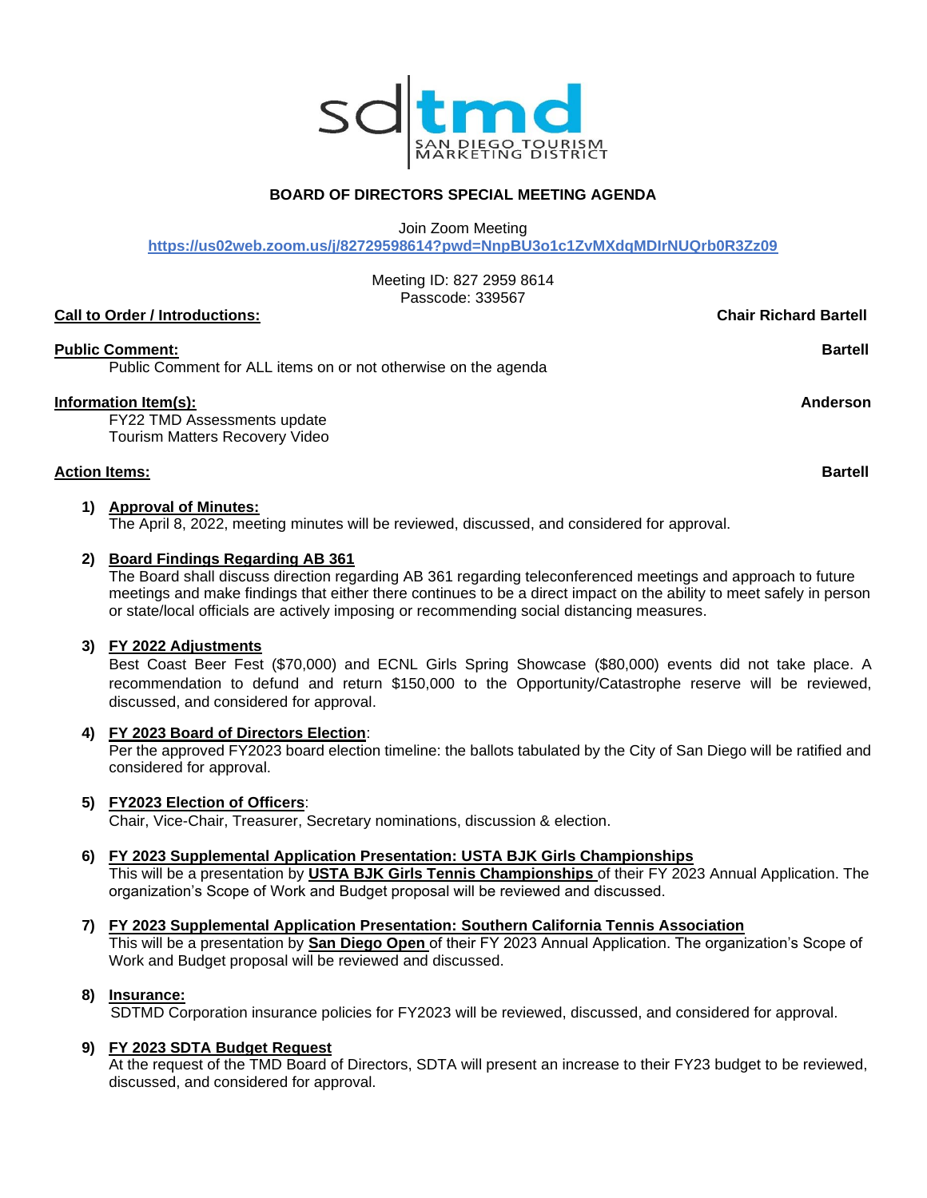sd tmd
SAN DIEGO TOURISM MARKETING DISTRICT

## BOARD OF DIRECTORS SPECIAL MEETING AGENDA

Join Zoom Meeting
https://us02web.zoom.us/j/82729598614?pwd=NnpBU3o1c1ZvMXdqMDIrNUQrb0R3Zz09

Meeting ID: 827 2959 8614
Passcode: 339567

**Call to Order / Introductions:** **Chair Richard Bartell**

**Public Comment:** **Bartell**

Public Comment for ALL items on or not otherwise on the agenda

**Information Item(s):** **Anderson**

FY22 TMD Assessments update
Tourism Matters Recovery Video

**Action Items:** **Bartell**

1) **Approval of Minutes:**
The April 8, 2022, meeting minutes will be reviewed, discussed, and considered for approval.

2) **Board Findings Regarding AB 361**
The Board shall discuss direction regarding AB 361 regarding teleconferenced meetings and approach to future meetings and make findings that either there continues to be a direct impact on the ability to meet safely in person or state/local officials are actively imposing or recommending social distancing measures.

3) **FY 2022 Adjustments**
Best Coast Beer Fest ($70,000) and ECNL Girls Spring Showcase ($80,000) events did not take place. A recommendation to defund and return $150,000 to the Opportunity/Catastrophe reserve will be reviewed, discussed, and considered for approval.

4) **FY 2023 Board of Directors Election**:
Per the approved FY2023 board election timeline: the ballots tabulated by the City of San Diego will be ratified and considered for approval.

5) **FY2023 Election of Officers**:
Chair, Vice-Chair, Treasurer, Secretary nominations, discussion & election.

6) **FY 2023 Supplemental Application Presentation: USTA BJK Girls Championships**
This will be a presentation by **USTA BJK Girls Tennis Championships** of their FY 2023 Annual Application. The organization's Scope of Work and Budget proposal will be reviewed and discussed.

7) **FY 2023 Supplemental Application Presentation: Southern California Tennis Association**
This will be a presentation by **San Diego Open** of their FY 2023 Annual Application. The organization's Scope of Work and Budget proposal will be reviewed and discussed.

8) **Insurance:**
SDTMD Corporation insurance policies for FY2023 will be reviewed, discussed, and considered for approval.

9) **FY 2023 SDTA Budget Request**
At the request of the TMD Board of Directors, SDTA will present an increase to their FY23 budget to be reviewed, discussed, and considered for approval.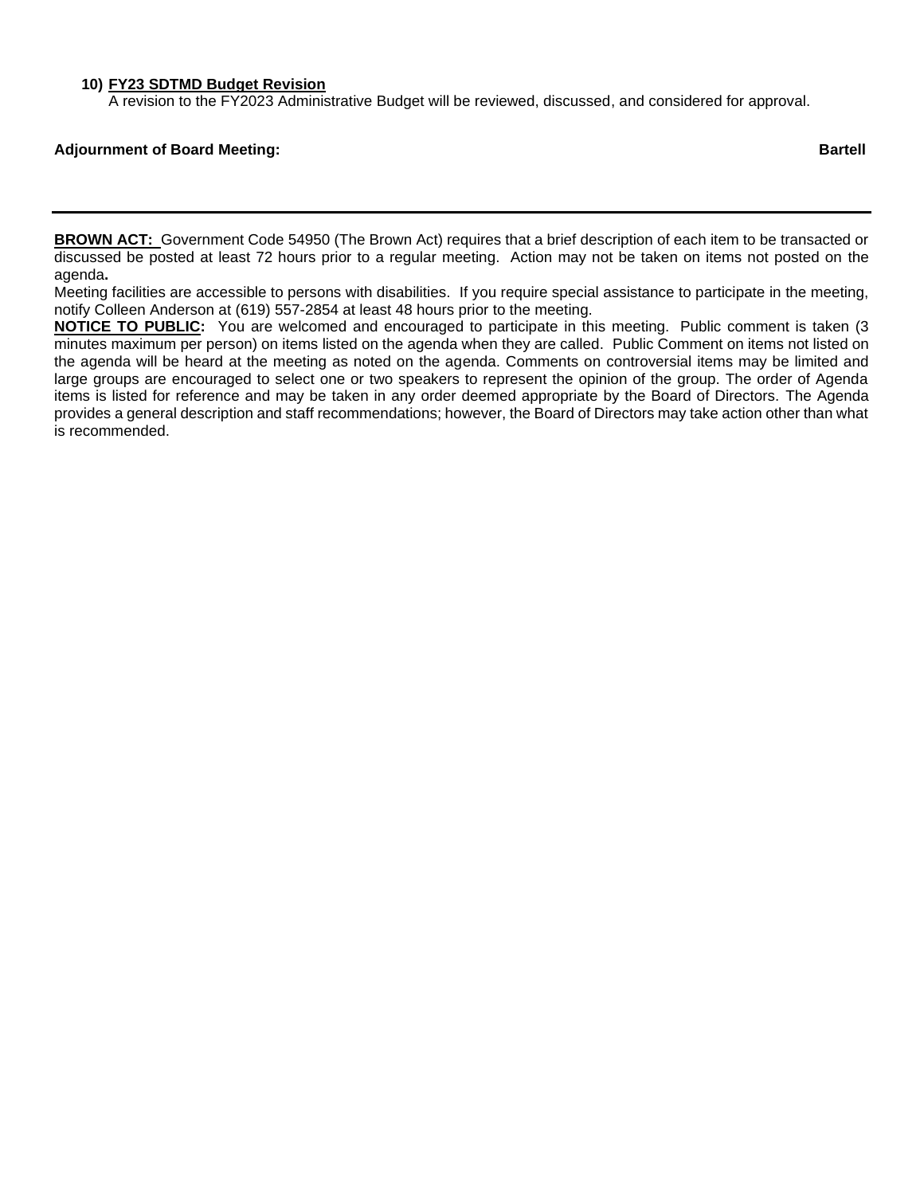10) **FY23 SDTMD Budget Revision**
A revision to the FY2023 Administrative Budget will be reviewed, discussed, and considered for approval.

**Adjournment of Board Meeting:** **Bartell**

---

**BROWN ACT:** Government Code 54950 (The Brown Act) requires that a brief description of each item to be transacted or discussed be posted at least 72 hours prior to a regular meeting. Action may not be taken on items not posted on the agenda**.**

Meeting facilities are accessible to persons with disabilities. If you require special assistance to participate in the meeting, notify Colleen Anderson at (619) 557-2854 at least 48 hours prior to the meeting.

**NOTICE TO PUBLIC:** You are welcomed and encouraged to participate in this meeting. Public comment is taken (3 minutes maximum per person) on items listed on the agenda when they are called. Public Comment on items not listed on the agenda will be heard at the meeting as noted on the agenda. Comments on controversial items may be limited and large groups are encouraged to select one or two speakers to represent the opinion of the group. The order of Agenda items is listed for reference and may be taken in any order deemed appropriate by the Board of Directors. The Agenda provides a general description and staff recommendations; however, the Board of Directors may take action other than what is recommended.